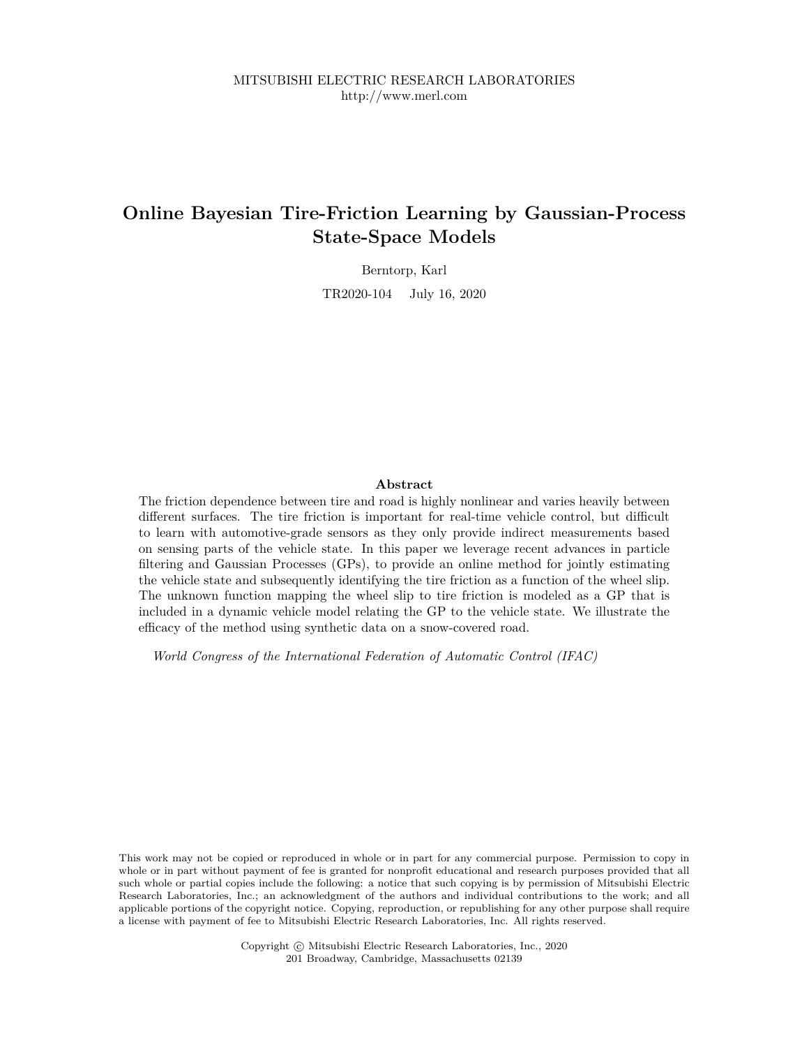MITSUBISHI ELECTRIC RESEARCH LABORATORIES
http://www.merl.com

# Online Bayesian Tire-Friction Learning by Gaussian-Process State-Space Models

Berntorp, Karl

TR2020-104 July 16, 2020

## Abstract

The friction dependence between tire and road is highly nonlinear and varies heavily between different surfaces. The tire friction is important for real-time vehicle control, but difficult to learn with automotive-grade sensors as they only provide indirect measurements based on sensing parts of the vehicle state. In this paper we leverage recent advances in particle filtering and Gaussian Processes (GPs), to provide an online method for jointly estimating the vehicle state and subsequently identifying the tire friction as a function of the wheel slip. The unknown function mapping the wheel slip to tire friction is modeled as a GP that is included in a dynamic vehicle model relating the GP to the vehicle state. We illustrate the efficacy of the method using synthetic data on a snow-covered road.

*World Congress of the International Federation of Automatic Control (IFAC)*

This work may not be copied or reproduced in whole or in part for any commercial purpose. Permission to copy in whole or in part without payment of fee is granted for nonprofit educational and research purposes provided that all such whole or partial copies include the following: a notice that such copying is by permission of Mitsubishi Electric Research Laboratories, Inc.; an acknowledgment of the authors and individual contributions to the work; and all applicable portions of the copyright notice. Copying, reproduction, or republishing for any other purpose shall require a license with payment of fee to Mitsubishi Electric Research Laboratories, Inc. All rights reserved.

Copyright © Mitsubishi Electric Research Laboratories, Inc., 2020
201 Broadway, Cambridge, Massachusetts 02139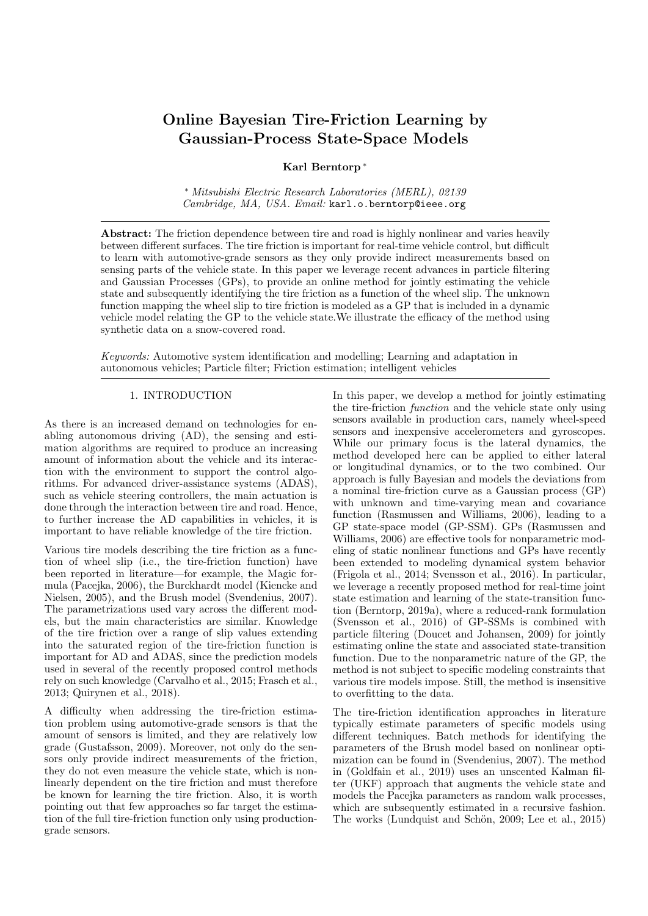# Online Bayesian Tire-Friction Learning by Gaussian-Process State-Space Models

**Karl Berntorp** [*]

[*] *Mitsubishi Electric Research Laboratories (MERL), 02139 Cambridge, MA, USA. Email:* `karl.o.berntorp@ieee.org`

---

**Abstract:** The friction dependence between tire and road is highly nonlinear and varies heavily between different surfaces. The tire friction is important for real-time vehicle control, but difficult to learn with automotive-grade sensors as they only provide indirect measurements based on sensing parts of the vehicle state. In this paper we leverage recent advances in particle filtering and Gaussian Processes (GPs), to provide an online method for jointly estimating the vehicle state and subsequently identifying the tire friction as a function of the wheel slip. The unknown function mapping the wheel slip to tire friction is modeled as a GP that is included in a dynamic vehicle model relating the GP to the vehicle state.We illustrate the efficacy of the method using synthetic data on a snow-covered road.

*Keywords:* Automotive system identification and modelling; Learning and adaptation in autonomous vehicles; Particle filter; Friction estimation; intelligent vehicles

---

## 1. INTRODUCTION

As there is an increased demand on technologies for enabling autonomous driving (AD), the sensing and estimation algorithms are required to produce an increasing amount of information about the vehicle and its interaction with the environment to support the control algorithms. For advanced driver-assistance systems (ADAS), such as vehicle steering controllers, the main actuation is done through the interaction between tire and road. Hence, to further increase the AD capabilities in vehicles, it is important to have reliable knowledge of the tire friction.

Various tire models describing the tire friction as a function of wheel slip (i.e., the tire-friction function) have been reported in literature—for example, the Magic formula (Pacejka, 2006), the Burckhardt model (Kiencke and Nielsen, 2005), and the Brush model (Svendenius, 2007). The parametrizations used vary across the different models, but the main characteristics are similar. Knowledge of the tire friction over a range of slip values extending into the saturated region of the tire-friction function is important for AD and ADAS, since the prediction models used in several of the recently proposed control methods rely on such knowledge (Carvalho et al., 2015; Frasch et al., 2013; Quirynen et al., 2018).

A difficulty when addressing the tire-friction estimation problem using automotive-grade sensors is that the amount of sensors is limited, and they are relatively low grade (Gustafsson, 2009). Moreover, not only do the sensors only provide indirect measurements of the friction, they do not even measure the vehicle state, which is nonlinearly dependent on the tire friction and must therefore be known for learning the tire friction. Also, it is worth pointing out that few approaches so far target the estimation of the full tire-friction function only using production-grade sensors.

In this paper, we develop a method for jointly estimating the tire-friction *function* and the vehicle state only using sensors available in production cars, namely wheel-speed sensors and inexpensive accelerometers and gyroscopes. While our primary focus is the lateral dynamics, the method developed here can be applied to either lateral or longitudinal dynamics, or to the two combined. Our approach is fully Bayesian and models the deviations from a nominal tire-friction curve as a Gaussian process (GP) with unknown and time-varying mean and covariance function (Rasmussen and Williams, 2006), leading to a GP state-space model (GP-SSM). GPs (Rasmussen and Williams, 2006) are effective tools for nonparametric modeling of static nonlinear functions and GPs have recently been extended to modeling dynamical system behavior (Frigola et al., 2014; Svensson et al., 2016). In particular, we leverage a recently proposed method for real-time joint state estimation and learning of the state-transition function (Berntorp, 2019a), where a reduced-rank formulation (Svensson et al., 2016) of GP-SSMs is combined with particle filtering (Doucet and Johansen, 2009) for jointly estimating online the state and associated state-transition function. Due to the nonparametric nature of the GP, the method is not subject to specific modeling constraints that various tire models impose. Still, the method is insensitive to overfitting to the data.

The tire-friction identification approaches in literature typically estimate parameters of specific models using different techniques. Batch methods for identifying the parameters of the Brush model based on nonlinear optimization can be found in (Svendenius, 2007). The method in (Goldfain et al., 2019) uses an unscented Kalman filter (UKF) approach that augments the vehicle state and models the Pacejka parameters as random walk processes, which are subsequently estimated in a recursive fashion. The works (Lundquist and Schön, 2009; Lee et al., 2015)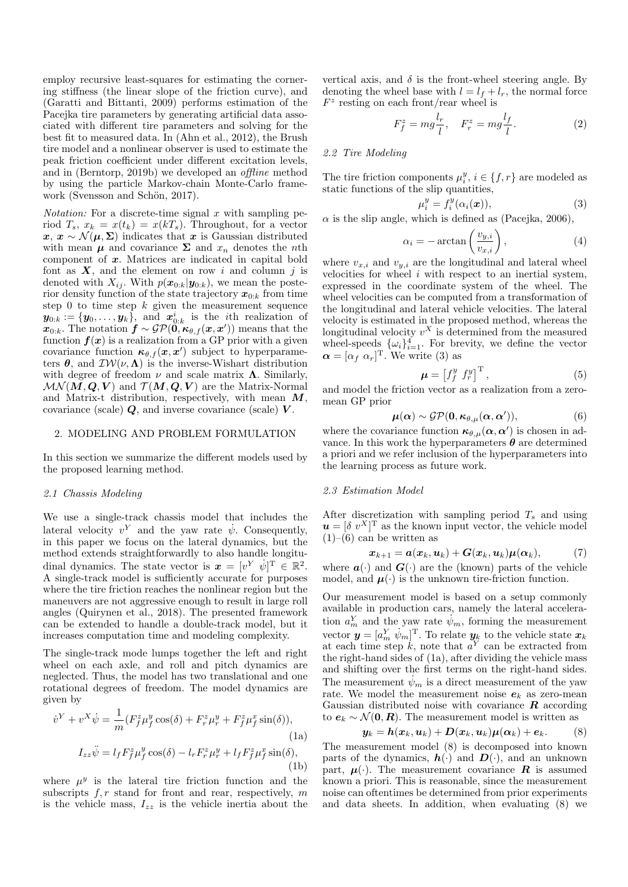employ recursive least-squares for estimating the cornering stiffness (the linear slope of the friction curve), and (Garatti and Bittanti, 2009) performs estimation of the Pacejka tire parameters by generating artificial data associated with different tire parameters and solving for the best fit to measured data. In (Ahn et al., 2012), the Brush tire model and a nonlinear observer is used to estimate the peak friction coefficient under different excitation levels, and in (Berntorp, 2019b) we developed an *offline* method by using the particle Markov-chain Monte-Carlo framework (Svensson and Schön, 2017).

*Notation:* For a discrete-time signal $x$ with sampling period $T_s$, $x_k = x(t_k) = x(kT_s)$. Throughout, for a vector $\boldsymbol{x}$, $\boldsymbol{x} \sim \mathcal{N}(\boldsymbol{\mu}, \boldsymbol{\Sigma})$ indicates that $\boldsymbol{x}$ is Gaussian distributed with mean $\boldsymbol{\mu}$ and covariance $\boldsymbol{\Sigma}$ and $x_n$ denotes the $n$th component of $\boldsymbol{x}$. Matrices are indicated in capital bold font as $\boldsymbol{X}$, and the element on row $i$ and column $j$ is denoted with $X_{ij}$. With $p(\boldsymbol{x}_{0:k}|\boldsymbol{y}_{0:k})$, we mean the posterior density function of the state trajectory $\boldsymbol{x}_{0:k}$ from time step 0 to time step $k$ given the measurement sequence $\boldsymbol{y}_{0:k} := \{\boldsymbol{y}_0, \ldots, \boldsymbol{y}_k\}$, and $\boldsymbol{x}^i_{0:k}$ is the $i$th realization of $\boldsymbol{x}_{0:k}$. The notation $\boldsymbol{f} \sim \mathcal{GP}(\boldsymbol{0}, \boldsymbol{\kappa}_{\theta,f}(\boldsymbol{x}, \boldsymbol{x}'))$ means that the function $\boldsymbol{f}(\boldsymbol{x})$ is a realization from a GP prior with a given covariance function $\boldsymbol{\kappa}_{\theta,f}(\boldsymbol{x}, \boldsymbol{x}')$ subject to hyperparameters $\boldsymbol{\theta}$, and $\mathcal{IW}(\nu, \boldsymbol{\Lambda})$ is the inverse-Wishart distribution with degree of freedom $\nu$ and scale matrix $\boldsymbol{\Lambda}$. Similarly, $\mathcal{MN}(\boldsymbol{M}, \boldsymbol{Q}, \boldsymbol{V})$ and $\mathcal{T}(\boldsymbol{M}, \boldsymbol{Q}, \boldsymbol{V})$ are the Matrix-Normal and Matrix-t distribution, respectively, with mean $\boldsymbol{M}$, covariance (scale) $\boldsymbol{Q}$, and inverse covariance (scale) $\boldsymbol{V}$.

## 2. MODELING AND PROBLEM FORMULATION

In this section we summarize the different models used by the proposed learning method.

### 2.1 Chassis Modeling

We use a single-track chassis model that includes the lateral velocity $v^Y$ and the yaw rate $\dot{\psi}$. Consequently, in this paper we focus on the lateral dynamics, but the method extends straightforwardly to also handle longitudinal dynamics. The state vector is $\boldsymbol{x} = [v^Y \ \dot{\psi}]^{\mathrm{T}} \in \mathbb{R}^2$. A single-track model is sufficiently accurate for purposes where the tire friction reaches the nonlinear region but the maneuvers are not aggressive enough to result in large roll angles (Quirynen et al., 2018). The presented framework can be extended to handle a double-track model, but it increases computation time and modeling complexity.

The single-track mode lumps together the left and right wheel on each axle, and roll and pitch dynamics are neglected. Thus, the model has two translational and one rotational degrees of freedom. The model dynamics are given by

$$\dot{v}^Y + v^X\dot{\psi} = \frac{1}{m}(F^z_f\mu^y_f\cos(\delta) + F^z_r\mu^y_r + F^z_f\mu^x_f\sin(\delta)), \tag{1a}$$

$$I_{zz}\ddot{\psi} = l_f F^z_f\mu^y_f\cos(\delta) - l_r F^z_r\mu^y_r + l_f F^z_f\mu^x_f\sin(\delta), \tag{1b}$$

where $\mu^y$ is the lateral tire friction function and the subscripts $f, r$ stand for front and rear, respectively, $m$ is the vehicle mass, $I_{zz}$ is the vehicle inertia about the vertical axis, and $\delta$ is the front-wheel steering angle. By denoting the wheel base with $l = l_f + l_r$, the normal force $F^z$ resting on each front/rear wheel is

$$F^z_f = mg\frac{l_r}{l}, \quad F^z_r = mg\frac{l_f}{l}. \tag{2}$$

### 2.2 Tire Modeling

The tire friction components $\mu^y_i$, $i \in \{f, r\}$ are modeled as static functions of the slip quantities,

$$\mu^y_i = f^y_i(\alpha_i(\boldsymbol{x})), \tag{3}$$

$\alpha$ is the slip angle, which is defined as (Pacejka, 2006),

$$\alpha_i = -\arctan\left(\frac{v_{y,i}}{v_{x,i}}\right), \tag{4}$$

where $v_{x,i}$ and $v_{y,i}$ are the longitudinal and lateral wheel velocities for wheel $i$ with respect to an inertial system, expressed in the coordinate system of the wheel. The wheel velocities can be computed from a transformation of the longitudinal and lateral vehicle velocities. The lateral velocity is estimated in the proposed method, whereas the longitudinal velocity $v^X$ is determined from the measured wheel-speeds $\{\omega_i\}^4_{i=1}$. For brevity, we define the vector $\boldsymbol{\alpha} = [\alpha_f \ \alpha_r]^{\mathrm{T}}$. We write (3) as

$$\boldsymbol{\mu} = \begin{bmatrix} f^y_f & f^y_r \end{bmatrix}^{\mathrm{T}}, \tag{5}$$

and model the friction vector as a realization from a zero-mean GP prior

$$\boldsymbol{\mu}(\boldsymbol{\alpha}) \sim \mathcal{GP}(\boldsymbol{0}, \boldsymbol{\kappa}_{\theta,\mu}(\boldsymbol{\alpha}, \boldsymbol{\alpha}')), \tag{6}$$

where the covariance function $\boldsymbol{\kappa}_{\theta,\mu}(\boldsymbol{\alpha}, \boldsymbol{\alpha}')$ is chosen in advance. In this work the hyperparameters $\boldsymbol{\theta}$ are determined a priori and we refer inclusion of the hyperparameters into the learning process as future work.

### 2.3 Estimation Model

After discretization with sampling period $T_s$ and using $\boldsymbol{u} = [\delta \ v^X]^{\mathrm{T}}$ as the known input vector, the vehicle model (1)–(6) can be written as

$$\boldsymbol{x}_{k+1} = \boldsymbol{a}(\boldsymbol{x}_k, \boldsymbol{u}_k) + \boldsymbol{G}(\boldsymbol{x}_k, \boldsymbol{u}_k)\boldsymbol{\mu}(\boldsymbol{\alpha}_k), \tag{7}$$

where $\boldsymbol{a}(\cdot)$ and $\boldsymbol{G}(\cdot)$ are the (known) parts of the vehicle model, and $\boldsymbol{\mu}(\cdot)$ is the unknown tire-friction function.

Our measurement model is based on a setup commonly available in production cars, namely the lateral acceleration $a^Y_m$ and the yaw rate $\dot{\psi}_m$, forming the measurement vector $\boldsymbol{y} = [a^Y_m \ \dot{\psi}_m]^{\mathrm{T}}$. To relate $\boldsymbol{y}_k$ to the vehicle state $\boldsymbol{x}_k$ at each time step $k$, note that $a^Y$ can be extracted from the right-hand sides of (1a), after dividing the vehicle mass and shifting over the first terms on the right-hand sides. The measurement $\dot{\psi}_m$ is a direct measurement of the yaw rate. We model the measurement noise $\boldsymbol{e}_k$ as zero-mean Gaussian distributed noise with covariance $\boldsymbol{R}$ according to $\boldsymbol{e}_k \sim \mathcal{N}(\boldsymbol{0}, \boldsymbol{R})$. The measurement model is written as

$$\boldsymbol{y}_k = \boldsymbol{h}(\boldsymbol{x}_k, \boldsymbol{u}_k) + \boldsymbol{D}(\boldsymbol{x}_k, \boldsymbol{u}_k)\boldsymbol{\mu}(\boldsymbol{\alpha}_k) + \boldsymbol{e}_k. \tag{8}$$

The measurement model (8) is decomposed into known parts of the dynamics, $\boldsymbol{h}(\cdot)$ and $\boldsymbol{D}(\cdot)$, and an unknown part, $\boldsymbol{\mu}(\cdot)$. The measurement covariance $\boldsymbol{R}$ is assumed known a priori. This is reasonable, since the measurement noise can oftentimes be determined from prior experiments and data sheets. In addition, when evaluating (8) we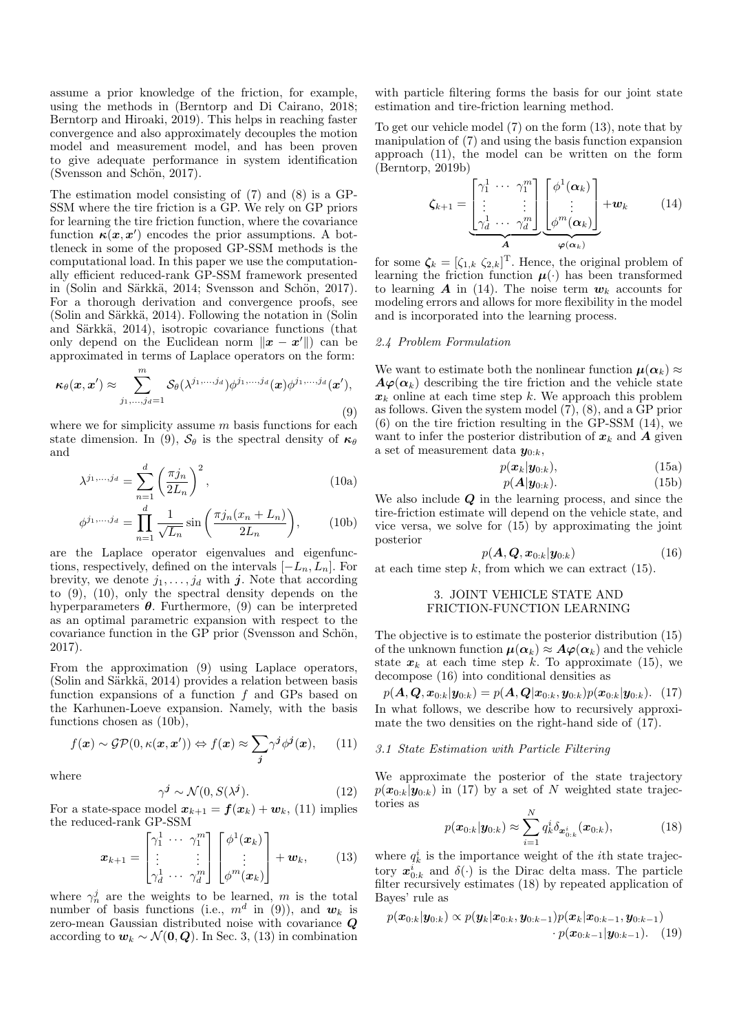assume a prior knowledge of the friction, for example, using the methods in (Berntorp and Di Cairano, 2018; Berntorp and Hiroaki, 2019). This helps in reaching faster convergence and also approximately decouples the motion model and measurement model, and has been proven to give adequate performance in system identification (Svensson and Schön, 2017).

The estimation model consisting of (7) and (8) is a GP-SSM where the tire friction is a GP. We rely on GP priors for learning the tire friction function, where the covariance function $\boldsymbol{\kappa}(\boldsymbol{x}, \boldsymbol{x}')$ encodes the prior assumptions. A bottleneck in some of the proposed GP-SSM methods is the computational load. In this paper we use the computationally efficient reduced-rank GP-SSM framework presented in (Solin and Särkkä, 2014; Svensson and Schön, 2017). For a thorough derivation and convergence proofs, see (Solin and Särkkä, 2014). Following the notation in (Solin and Särkkä, 2014), isotropic covariance functions (that only depend on the Euclidean norm $\|\boldsymbol{x} - \boldsymbol{x}'\|$) can be approximated in terms of Laplace operators on the form:

$$
\boldsymbol{\kappa}_\theta(\boldsymbol{x}, \boldsymbol{x}') \approx \sum_{j_1,\ldots,j_d=1}^{m} \mathcal{S}_\theta(\lambda^{j_1,\ldots,j_d}) \phi^{j_1,\ldots,j_d}(\boldsymbol{x}) \phi^{j_1,\ldots,j_d}(\boldsymbol{x}'),
\tag{9}
$$

where we for simplicity assume $m$ basis functions for each state dimension. In (9), $\mathcal{S}_\theta$ is the spectral density of $\boldsymbol{\kappa}_\theta$ and

$$
\lambda^{j_1,\ldots,j_d} = \sum_{n=1}^{d} \left( \frac{\pi j_n}{2L_n} \right)^2,
\tag{10a}
$$

$$
\phi^{j_1,\ldots,j_d} = \prod_{n=1}^{d} \frac{1}{\sqrt{L_n}} \sin\left( \frac{\pi j_n (x_n + L_n)}{2L_n} \right),
\tag{10b}
$$

are the Laplace operator eigenvalues and eigenfunctions, respectively, defined on the intervals $[-L_n, L_n]$. For brevity, we denote $j_1, \ldots, j_d$ with $\boldsymbol{j}$. Note that according to (9), (10), only the spectral density depends on the hyperparameters $\boldsymbol{\theta}$. Furthermore, (9) can be interpreted as an optimal parametric expansion with respect to the covariance function in the GP prior (Svensson and Schön, 2017).

From the approximation (9) using Laplace operators, (Solin and Särkkä, 2014) provides a relation between basis function expansions of a function $f$ and GPs based on the Karhunen-Loeve expansion. Namely, with the basis functions chosen as (10b),

$$
f(\boldsymbol{x}) \sim \mathcal{GP}(0, \kappa(\boldsymbol{x}, \boldsymbol{x}')) \Leftrightarrow f(\boldsymbol{x}) \approx \sum_{\boldsymbol{j}} \gamma^{\boldsymbol{j}} \phi^{\boldsymbol{j}}(\boldsymbol{x}),
\tag{11}
$$

where

$$
\gamma^{\boldsymbol{j}} \sim \mathcal{N}(0, S(\lambda^{\boldsymbol{j}})).
\tag{12}
$$

For a state-space model $\boldsymbol{x}_{k+1} = \boldsymbol{f}(\boldsymbol{x}_k) + \boldsymbol{w}_k$, (11) implies the reduced-rank GP-SSM

$$
\boldsymbol{x}_{k+1} = \begin{bmatrix} \gamma_1^1 & \cdots & \gamma_1^m \\ \vdots & & \vdots \\ \gamma_d^1 & \cdots & \gamma_d^m \end{bmatrix} \begin{bmatrix} \phi^1(\boldsymbol{x}_k) \\ \vdots \\ \phi^m(\boldsymbol{x}_k) \end{bmatrix} + \boldsymbol{w}_k,
\tag{13}
$$

where $\gamma_n^j$ are the weights to be learned, $m$ is the total number of basis functions (i.e., $m^d$ in (9)), and $\boldsymbol{w}_k$ is zero-mean Gaussian distributed noise with covariance $\boldsymbol{Q}$ according to $\boldsymbol{w}_k \sim \mathcal{N}(\boldsymbol{0}, \boldsymbol{Q})$. In Sec. 3, (13) in combination with particle filtering forms the basis for our joint state estimation and tire-friction learning method.

To get our vehicle model (7) on the form (13), note that by manipulation of (7) and using the basis function expansion approach (11), the model can be written on the form (Berntorp, 2019b)

$$
\boldsymbol{\zeta}_{k+1} = \underbrace{\begin{bmatrix} \gamma_1^1 & \cdots & \gamma_1^m \\ \vdots & & \vdots \\ \gamma_d^1 & \cdots & \gamma_d^m \end{bmatrix}}_{\boldsymbol{A}} \underbrace{\begin{bmatrix} \phi^1(\boldsymbol{\alpha}_k) \\ \vdots \\ \phi^m(\boldsymbol{\alpha}_k) \end{bmatrix}}_{\boldsymbol{\varphi}(\boldsymbol{\alpha}_k)} + \boldsymbol{w}_k
\tag{14}
$$

for some $\boldsymbol{\zeta}_k = [\zeta_{1,k} \ \zeta_{2,k}]^{\mathrm{T}}$. Hence, the original problem of learning the friction function $\boldsymbol{\mu}(\cdot)$ has been transformed to learning $\boldsymbol{A}$ in (14). The noise term $\boldsymbol{w}_k$ accounts for modeling errors and allows for more flexibility in the model and is incorporated into the learning process.

### *2.4 Problem Formulation*

We want to estimate both the nonlinear function $\boldsymbol{\mu}(\boldsymbol{\alpha}_k) \approx \boldsymbol{A}\boldsymbol{\varphi}(\boldsymbol{\alpha}_k)$ describing the tire friction and the vehicle state $\boldsymbol{x}_k$ online at each time step $k$. We approach this problem as follows. Given the system model (7), (8), and a GP prior (6) on the tire friction resulting in the GP-SSM (14), we want to infer the posterior distribution of $\boldsymbol{x}_k$ and $\boldsymbol{A}$ given a set of measurement data $\boldsymbol{y}_{0:k}$,

$$
p(\boldsymbol{x}_k | \boldsymbol{y}_{0:k}),
\tag{15a}
$$

$$
p(\boldsymbol{A} | \boldsymbol{y}_{0:k}).
\tag{15b}
$$

We also include $\boldsymbol{Q}$ in the learning process, and since the tire-friction estimate will depend on the vehicle state, and vice versa, we solve for (15) by approximating the joint posterior

$$
p(\boldsymbol{A}, \boldsymbol{Q}, \boldsymbol{x}_{0:k} | \boldsymbol{y}_{0:k})
\tag{16}
$$

at each time step $k$, from which we can extract (15).

## 3. JOINT VEHICLE STATE AND FRICTION-FUNCTION LEARNING

The objective is to estimate the posterior distribution (15) of the unknown function $\boldsymbol{\mu}(\boldsymbol{\alpha}_k) \approx \boldsymbol{A}\boldsymbol{\varphi}(\boldsymbol{\alpha}_k)$ and the vehicle state $\boldsymbol{x}_k$ at each time step $k$. To approximate (15), we decompose (16) into conditional densities as

$$
p(\boldsymbol{A}, \boldsymbol{Q}, \boldsymbol{x}_{0:k} | \boldsymbol{y}_{0:k}) = p(\boldsymbol{A}, \boldsymbol{Q} | \boldsymbol{x}_{0:k}, \boldsymbol{y}_{0:k}) p(\boldsymbol{x}_{0:k} | \boldsymbol{y}_{0:k}).
\tag{17}
$$

In what follows, we describe how to recursively approximate the two densities on the right-hand side of (17).

### *3.1 State Estimation with Particle Filtering*

We approximate the posterior of the state trajectory $p(\boldsymbol{x}_{0:k} | \boldsymbol{y}_{0:k})$ in (17) by a set of $N$ weighted state trajectories as

$$
p(\boldsymbol{x}_{0:k} | \boldsymbol{y}_{0:k}) \approx \sum_{i=1}^{N} q_k^i \delta_{\boldsymbol{x}_{0:k}^i}(\boldsymbol{x}_{0:k}),
\tag{18}
$$

where $q_k^i$ is the importance weight of the $i$th state trajectory $\boldsymbol{x}_{0:k}^i$ and $\delta(\cdot)$ is the Dirac delta mass. The particle filter recursively estimates (18) by repeated application of Bayes' rule as

$$
\begin{aligned}
p(\boldsymbol{x}_{0:k} | \boldsymbol{y}_{0:k}) \propto \; & p(\boldsymbol{y}_k | \boldsymbol{x}_{0:k}, \boldsymbol{y}_{0:k-1}) p(\boldsymbol{x}_k | \boldsymbol{x}_{0:k-1}, \boldsymbol{y}_{0:k-1}) \\
& \cdot p(\boldsymbol{x}_{0:k-1} | \boldsymbol{y}_{0:k-1}).
\end{aligned}
\tag{19}
$$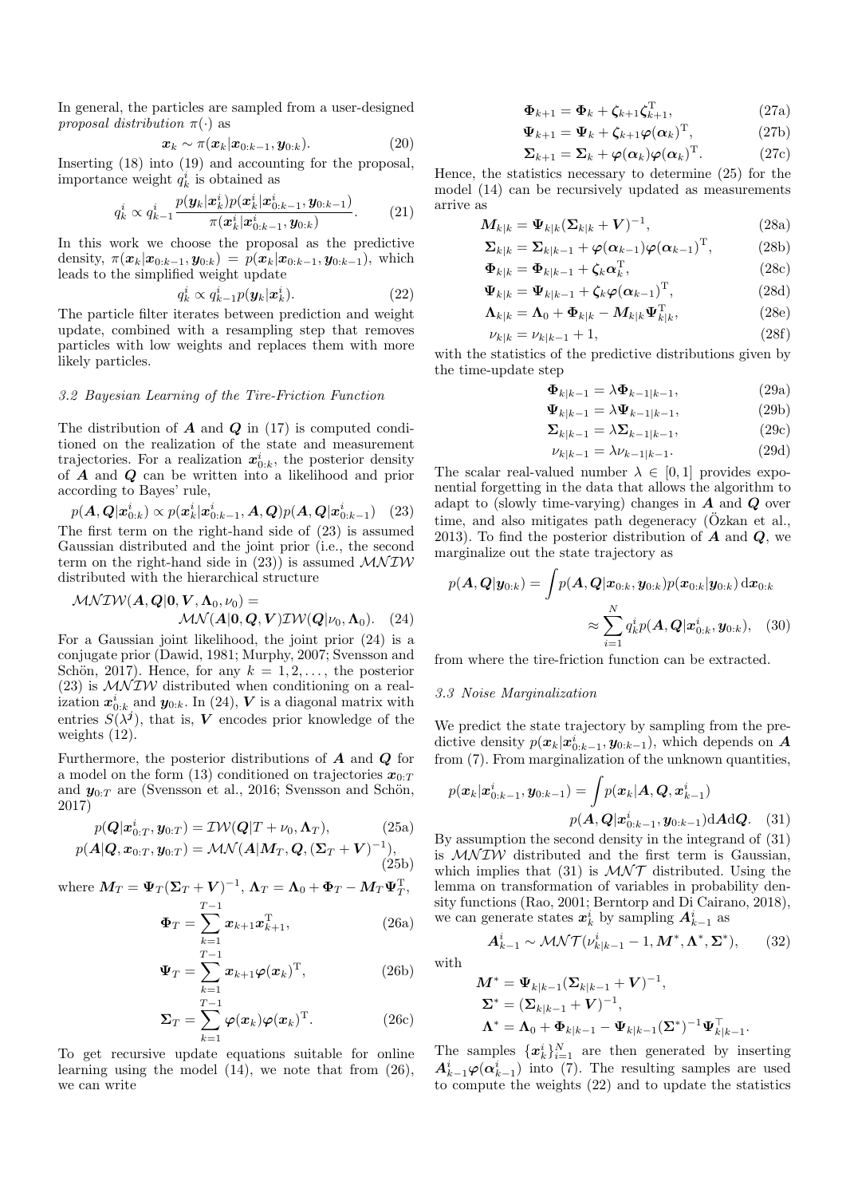In general, the particles are sampled from a user-designed *proposal distribution* $\pi(\cdot)$ as

$$\boldsymbol{x}_k \sim \pi(\boldsymbol{x}_k|\boldsymbol{x}_{0:k-1}, \boldsymbol{y}_{0:k}). \tag{20}$$

Inserting (18) into (19) and accounting for the proposal, importance weight $q_k^i$ is obtained as

$$q_k^i \propto q_{k-1}^i \frac{p(\boldsymbol{y}_k|\boldsymbol{x}_k^i)p(\boldsymbol{x}_k^i|\boldsymbol{x}_{0:k-1}^i, \boldsymbol{y}_{0:k-1})}{\pi(\boldsymbol{x}_k^i|\boldsymbol{x}_{0:k-1}^i, \boldsymbol{y}_{0:k})}. \tag{21}$$

In this work we choose the proposal as the predictive density, $\pi(\boldsymbol{x}_k|\boldsymbol{x}_{0:k-1}, \boldsymbol{y}_{0:k}) = p(\boldsymbol{x}_k|\boldsymbol{x}_{0:k-1}, \boldsymbol{y}_{0:k-1})$, which leads to the simplified weight update

$$q_k^i \propto q_{k-1}^i p(\boldsymbol{y}_k|\boldsymbol{x}_k^i). \tag{22}$$

The particle filter iterates between prediction and weight update, combined with a resampling step that removes particles with low weights and replaces them with more likely particles.

### 3.2 Bayesian Learning of the Tire-Friction Function

The distribution of $\boldsymbol{A}$ and $\boldsymbol{Q}$ in (17) is computed conditioned on the realization of the state and measurement trajectories. For a realization $\boldsymbol{x}_{0:k}^i$, the posterior density of $\boldsymbol{A}$ and $\boldsymbol{Q}$ can be written into a likelihood and prior according to Bayes' rule,

$$p(\boldsymbol{A}, \boldsymbol{Q}|\boldsymbol{x}_{0:k}^i) \propto p(\boldsymbol{x}_k^i|\boldsymbol{x}_{0:k-1}^i, \boldsymbol{A}, \boldsymbol{Q})p(\boldsymbol{A}, \boldsymbol{Q}|\boldsymbol{x}_{0:k-1}^i) \tag{23}$$

The first term on the right-hand side of (23) is assumed Gaussian distributed and the joint prior (i.e., the second term on the right-hand side in (23)) is assumed $\mathcal{MNIW}$ distributed with the hierarchical structure

$$\mathcal{MNIW}(\boldsymbol{A}, \boldsymbol{Q}|\boldsymbol{0}, \boldsymbol{V}, \boldsymbol{\Lambda}_0, \nu_0) = \mathcal{MN}(\boldsymbol{A}|\boldsymbol{0}, \boldsymbol{Q}, \boldsymbol{V})\mathcal{IW}(\boldsymbol{Q}|\nu_0, \boldsymbol{\Lambda}_0). \tag{24}$$

For a Gaussian joint likelihood, the joint prior (24) is a conjugate prior (Dawid, 1981; Murphy, 2007; Svensson and Schön, 2017). Hence, for any $k = 1, 2, \dots,$ the posterior (23) is $\mathcal{MNIW}$ distributed when conditioning on a realization $\boldsymbol{x}_{0:k}^i$ and $\boldsymbol{y}_{0:k}$. In (24), $\boldsymbol{V}$ is a diagonal matrix with entries $S(\lambda^j)$, that is, $\boldsymbol{V}$ encodes prior knowledge of the weights (12).

Furthermore, the posterior distributions of $\boldsymbol{A}$ and $\boldsymbol{Q}$ for a model on the form (13) conditioned on trajectories $\boldsymbol{x}_{0:T}$ and $\boldsymbol{y}_{0:T}$ are (Svensson et al., 2016; Svensson and Schön, 2017)

$$p(\boldsymbol{Q}|\boldsymbol{x}_{0:T}^i, \boldsymbol{y}_{0:T}) = \mathcal{IW}(\boldsymbol{Q}|T + \nu_0, \boldsymbol{\Lambda}_T), \tag{25a}$$

$$p(\boldsymbol{A}|\boldsymbol{Q}, \boldsymbol{x}_{0:T}, \boldsymbol{y}_{0:T}) = \mathcal{MN}(\boldsymbol{A}|\boldsymbol{M}_T, \boldsymbol{Q}, (\boldsymbol{\Sigma}_T + \boldsymbol{V})^{-1}), \tag{25b}$$

where $\boldsymbol{M}_T = \boldsymbol{\Psi}_T(\boldsymbol{\Sigma}_T + \boldsymbol{V})^{-1}$, $\boldsymbol{\Lambda}_T = \boldsymbol{\Lambda}_0 + \boldsymbol{\Phi}_T - \boldsymbol{M}_T\boldsymbol{\Psi}_T^{\mathrm{T}}$,

$$\boldsymbol{\Phi}_T = \sum_{k=1}^{T-1} \boldsymbol{x}_{k+1}\boldsymbol{x}_{k+1}^{\mathrm{T}}, \tag{26a}$$

$$\boldsymbol{\Psi}_T = \sum_{k=1}^{T-1} \boldsymbol{x}_{k+1}\boldsymbol{\varphi}(\boldsymbol{x}_k)^{\mathrm{T}}, \tag{26b}$$

$$\boldsymbol{\Sigma}_T = \sum_{k=1}^{T-1} \boldsymbol{\varphi}(\boldsymbol{x}_k)\boldsymbol{\varphi}(\boldsymbol{x}_k)^{\mathrm{T}}. \tag{26c}$$

To get recursive update equations suitable for online learning using the model (14), we note that from (26), we can write

$$\boldsymbol{\Phi}_{k+1} = \boldsymbol{\Phi}_k + \boldsymbol{\zeta}_{k+1}\boldsymbol{\zeta}_{k+1}^{\mathrm{T}}, \tag{27a}$$

$$\boldsymbol{\Psi}_{k+1} = \boldsymbol{\Psi}_k + \boldsymbol{\zeta}_{k+1}\boldsymbol{\varphi}(\boldsymbol{\alpha}_k)^{\mathrm{T}}, \tag{27b}$$

$$\boldsymbol{\Sigma}_{k+1} = \boldsymbol{\Sigma}_k + \boldsymbol{\varphi}(\boldsymbol{\alpha}_k)\boldsymbol{\varphi}(\boldsymbol{\alpha}_k)^{\mathrm{T}}. \tag{27c}$$

Hence, the statistics necessary to determine (25) for the model (14) can be recursively updated as measurements arrive as

$$\boldsymbol{M}_{k|k} = \boldsymbol{\Psi}_{k|k}(\boldsymbol{\Sigma}_{k|k} + \boldsymbol{V})^{-1}, \tag{28a}$$

$$\boldsymbol{\Sigma}_{k|k} = \boldsymbol{\Sigma}_{k|k-1} + \boldsymbol{\varphi}(\boldsymbol{\alpha}_{k-1})\boldsymbol{\varphi}(\boldsymbol{\alpha}_{k-1})^{\mathrm{T}}, \tag{28b}$$

$$\boldsymbol{\Phi}_{k|k} = \boldsymbol{\Phi}_{k|k-1} + \boldsymbol{\zeta}_k\boldsymbol{\alpha}_k^{\mathrm{T}}, \tag{28c}$$

$$\boldsymbol{\Psi}_{k|k} = \boldsymbol{\Psi}_{k|k-1} + \boldsymbol{\zeta}_k\boldsymbol{\varphi}(\boldsymbol{\alpha}_{k-1})^{\mathrm{T}}, \tag{28d}$$

$$\boldsymbol{\Lambda}_{k|k} = \boldsymbol{\Lambda}_0 + \boldsymbol{\Phi}_{k|k} - \boldsymbol{M}_{k|k}\boldsymbol{\Psi}_{k|k}^{\mathrm{T}}, \tag{28e}$$

$$\nu_{k|k} = \nu_{k|k-1} + 1, \tag{28f}$$

with the statistics of the predictive distributions given by the time-update step

$$\boldsymbol{\Phi}_{k|k-1} = \lambda\boldsymbol{\Phi}_{k-1|k-1}, \tag{29a}$$

$$\boldsymbol{\Psi}_{k|k-1} = \lambda\boldsymbol{\Psi}_{k-1|k-1}, \tag{29b}$$

$$\boldsymbol{\Sigma}_{k|k-1} = \lambda\boldsymbol{\Sigma}_{k-1|k-1}, \tag{29c}$$

$$\nu_{k|k-1} = \lambda\nu_{k-1|k-1}. \tag{29d}$$

The scalar real-valued number $\lambda \in [0, 1]$ provides exponential forgetting in the data that allows the algorithm to adapt to (slowly time-varying) changes in $\boldsymbol{A}$ and $\boldsymbol{Q}$ over time, and also mitigates path degeneracy (Özkan et al., 2013). To find the posterior distribution of $\boldsymbol{A}$ and $\boldsymbol{Q}$, we marginalize out the state trajectory as

$$p(\boldsymbol{A}, \boldsymbol{Q}|\boldsymbol{y}_{0:k}) = \int p(\boldsymbol{A}, \boldsymbol{Q}|\boldsymbol{x}_{0:k}, \boldsymbol{y}_{0:k})p(\boldsymbol{x}_{0:k}|\boldsymbol{y}_{0:k})\,\mathrm{d}\boldsymbol{x}_{0:k} \approx \sum_{i=1}^{N} q_k^i p(\boldsymbol{A}, \boldsymbol{Q}|\boldsymbol{x}_{0:k}^i, \boldsymbol{y}_{0:k}), \tag{30}$$

from where the tire-friction function can be extracted.

### 3.3 Noise Marginalization

We predict the state trajectory by sampling from the predictive density $p(\boldsymbol{x}_k|\boldsymbol{x}_{0:k-1}^i, \boldsymbol{y}_{0:k-1})$, which depends on $\boldsymbol{A}$ from (7). From marginalization of the unknown quantities,

$$p(\boldsymbol{x}_k|\boldsymbol{x}_{0:k-1}^i, \boldsymbol{y}_{0:k-1}) = \int p(\boldsymbol{x}_k|\boldsymbol{A}, \boldsymbol{Q}, \boldsymbol{x}_{k-1}^i) p(\boldsymbol{A}, \boldsymbol{Q}|\boldsymbol{x}_{0:k-1}^i, \boldsymbol{y}_{0:k-1})\mathrm{d}\boldsymbol{A}\mathrm{d}\boldsymbol{Q}. \tag{31}$$

By assumption the second density in the integrand of (31) is $\mathcal{MNIW}$ distributed and the first term is Gaussian, which implies that (31) is $\mathcal{MNT}$ distributed. Using the lemma on transformation of variables in probability density functions (Rao, 2001; Berntorp and Di Cairano, 2018), we can generate states $\boldsymbol{x}_k^i$ by sampling $\boldsymbol{A}_{k-1}^i$ as

$$\boldsymbol{A}_{k-1}^i \sim \mathcal{MNT}(\nu_{k|k-1}^i - 1, \boldsymbol{M}^*, \boldsymbol{\Lambda}^*, \boldsymbol{\Sigma}^*), \tag{32}$$

with

$$\boldsymbol{M}^* = \boldsymbol{\Psi}_{k|k-1}(\boldsymbol{\Sigma}_{k|k-1} + \boldsymbol{V})^{-1},$$

$$\boldsymbol{\Sigma}^* = (\boldsymbol{\Sigma}_{k|k-1} + \boldsymbol{V})^{-1},$$

$$\boldsymbol{\Lambda}^* = \boldsymbol{\Lambda}_0 + \boldsymbol{\Phi}_{k|k-1} - \boldsymbol{\Psi}_{k|k-1}(\boldsymbol{\Sigma}^*)^{-1}\boldsymbol{\Psi}_{k|k-1}^{\top}.$$

The samples $\{\boldsymbol{x}_k^i\}_{i=1}^N$ are then generated by inserting $\boldsymbol{A}_{k-1}^i\boldsymbol{\varphi}(\boldsymbol{\alpha}_{k-1}^i)$ into (7). The resulting samples are used to compute the weights (22) and to update the statistics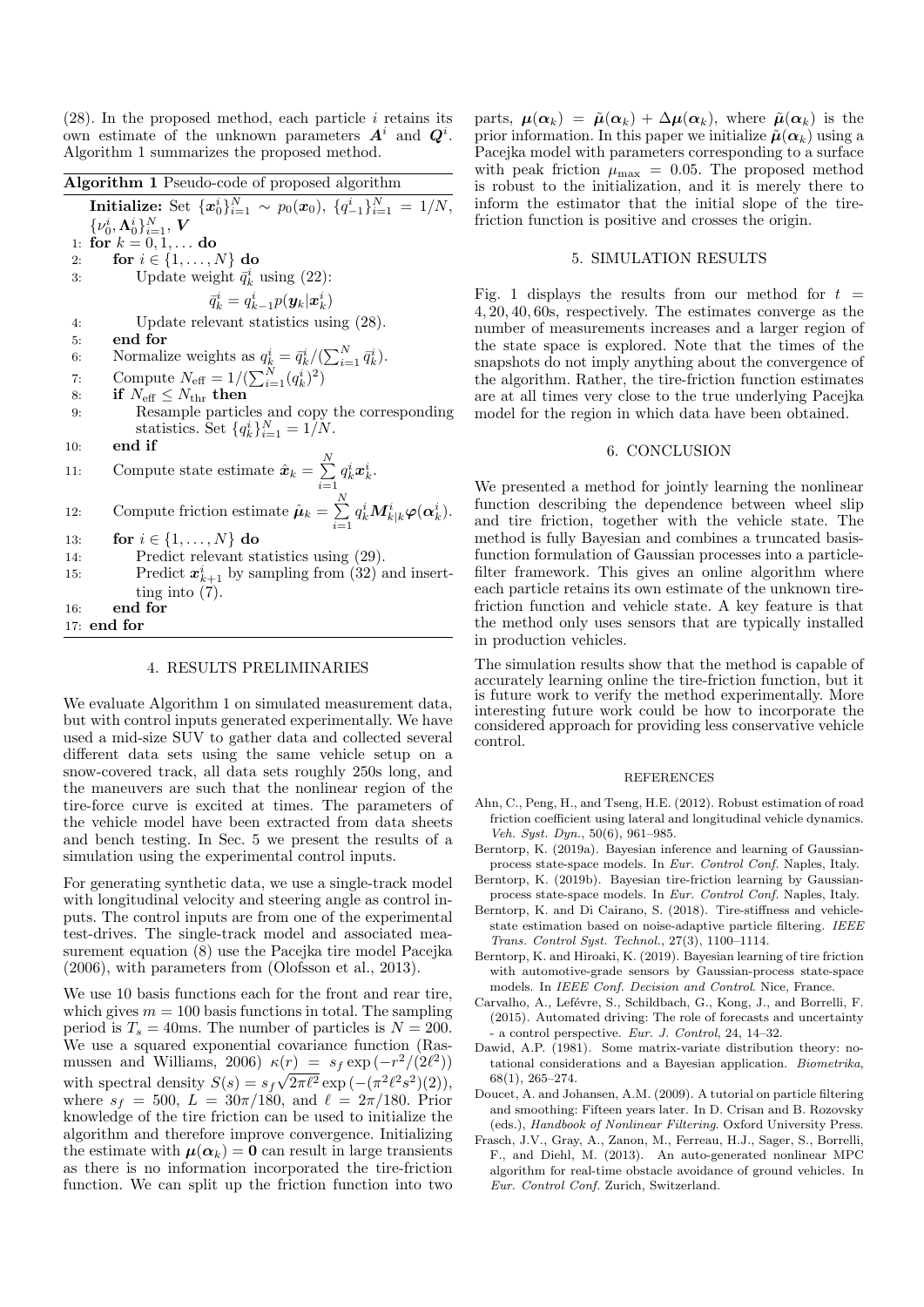(28). In the proposed method, each particle $i$ retains its own estimate of the unknown parameters $\boldsymbol{A}^i$ and $\boldsymbol{Q}^i$. Algorithm 1 summarizes the proposed method.

**Algorithm 1** Pseudo-code of proposed algorithm

**Initialize:** Set $\{\boldsymbol{x}_0^i\}_{i=1}^N \sim p_0(\boldsymbol{x}_0)$, $\{q_{-1}^i\}_{i=1}^N = 1/N$, $\{\nu_0^i, \boldsymbol{\Lambda}_0^i\}_{i=1}^N$, $\boldsymbol{V}$

1: **for** $k = 0, 1, \ldots$ **do**
2: **for** $i \in \{1, \ldots, N\}$ **do**
3: Update weight $\bar{q}_k^i$ using (22):
$$\bar{q}_k^i = q_{k-1}^i p(\boldsymbol{y}_k|\boldsymbol{x}_k^i)$$
4: Update relevant statistics using (28).
5: **end for**
6: Normalize weights as $q_k^i = \bar{q}_k^i / (\sum_{i=1}^N \bar{q}_k^i)$.
7: Compute $N_{\text{eff}} = 1/(\sum_{i=1}^N (q_k^i)^2)$
8: **if** $N_{\text{eff}} \leq N_{\text{thr}}$ **then**
9: Resample particles and copy the corresponding statistics. Set $\{q_k^i\}_{i=1}^N = 1/N$.
10: **end if**
11: Compute state estimate $\hat{\boldsymbol{x}}_k = \sum_{i=1}^N q_k^i \boldsymbol{x}_k^i$.
12: Compute friction estimate $\hat{\boldsymbol{\mu}}_k = \sum_{i=1}^N q_k^i \boldsymbol{M}_{k|k}^i \boldsymbol{\varphi}(\boldsymbol{\alpha}_k^i)$.
13: **for** $i \in \{1, \ldots, N\}$ **do**
14: Predict relevant statistics using (29).
15: Predict $\boldsymbol{x}_{k+1}^i$ by sampling from (32) and inserting into (7).
16: **end for**
17: **end for**

## 4. RESULTS PRELIMINARIES

We evaluate Algorithm 1 on simulated measurement data, but with control inputs generated experimentally. We have used a mid-size SUV to gather data and collected several different data sets using the same vehicle setup on a snow-covered track, all data sets roughly 250s long, and the maneuvers are such that the nonlinear region of the tire-force curve is excited at times. The parameters of the vehicle model have been extracted from data sheets and bench testing. In Sec. 5 we present the results of a simulation using the experimental control inputs.

For generating synthetic data, we use a single-track model with longitudinal velocity and steering angle as control inputs. The control inputs are from one of the experimental test-drives. The single-track model and associated measurement equation (8) use the Pacejka tire model Pacejka (2006), with parameters from (Olofsson et al., 2013).

We use 10 basis functions each for the front and rear tire, which gives $m = 100$ basis functions in total. The sampling period is $T_s = 40$ms. The number of particles is $N = 200$. We use a squared exponential covariance function (Rasmussen and Williams, 2006) $\kappa(r) = s_f \exp(-r^2/(2\ell^2))$ with spectral density $S(s) = s_f\sqrt{2\pi\ell^2}\exp(-(\pi^2\ell^2 s^2)(2))$, where $s_f = 500$, $L = 30\pi/180$, and $\ell = 2\pi/180$. Prior knowledge of the tire friction can be used to initialize the algorithm and therefore improve convergence. Initializing the estimate with $\boldsymbol{\mu}(\boldsymbol{\alpha}_k) = \boldsymbol{0}$ can result in large transients as there is no information incorporated the tire-friction function. We can split up the friction function into two parts, $\boldsymbol{\mu}(\boldsymbol{\alpha}_k) = \tilde{\boldsymbol{\mu}}(\boldsymbol{\alpha}_k) + \Delta\boldsymbol{\mu}(\boldsymbol{\alpha}_k)$, where $\tilde{\boldsymbol{\mu}}(\boldsymbol{\alpha}_k)$ is the prior information. In this paper we initialize $\tilde{\boldsymbol{\mu}}(\boldsymbol{\alpha}_k)$ using a Pacejka model with parameters corresponding to a surface with peak friction $\mu_{\max} = 0.05$. The proposed method is robust to the initialization, and it is merely there to inform the estimator that the initial slope of the tire-friction function is positive and crosses the origin.

## 5. SIMULATION RESULTS

Fig. 1 displays the results from our method for $t = 4, 20, 40, 60$s, respectively. The estimates converge as the number of measurements increases and a larger region of the state space is explored. Note that the times of the snapshots do not imply anything about the convergence of the algorithm. Rather, the tire-friction function estimates are at all times very close to the true underlying Pacejka model for the region in which data have been obtained.

## 6. CONCLUSION

We presented a method for jointly learning the nonlinear function describing the dependence between wheel slip and tire friction, together with the vehicle state. The method is fully Bayesian and combines a truncated basis-function formulation of Gaussian processes into a particle-filter framework. This gives an online algorithm where each particle retains its own estimate of the unknown tire-friction function and vehicle state. A key feature is that the method only uses sensors that are typically installed in production vehicles.

The simulation results show that the method is capable of accurately learning online the tire-friction function, but it is future work to verify the method experimentally. More interesting future work could be how to incorporate the considered approach for providing less conservative vehicle control.

## REFERENCES

Ahn, C., Peng, H., and Tseng, H.E. (2012). Robust estimation of road friction coefficient using lateral and longitudinal vehicle dynamics. *Veh. Syst. Dyn.*, 50(6), 961–985.

Berntorp, K. (2019a). Bayesian inference and learning of Gaussian-process state-space models. In *Eur. Control Conf.* Naples, Italy.

Berntorp, K. (2019b). Bayesian tire-friction learning by Gaussian-process state-space models. In *Eur. Control Conf.* Naples, Italy.

Berntorp, K. and Di Cairano, S. (2018). Tire-stiffness and vehicle-state estimation based on noise-adaptive particle filtering. *IEEE Trans. Control Syst. Technol.*, 27(3), 1100–1114.

Berntorp, K. and Hiroaki, K. (2019). Bayesian learning of tire friction with automotive-grade sensors by Gaussian-process state-space models. In *IEEE Conf. Decision and Control*. Nice, France.

Carvalho, A., Lefévre, S., Schildbach, G., Kong, J., and Borrelli, F. (2015). Automated driving: The role of forecasts and uncertainty - a control perspective. *Eur. J. Control*, 24, 14–32.

Dawid, A.P. (1981). Some matrix-variate distribution theory: notational considerations and a Bayesian application. *Biometrika*, 68(1), 265–274.

Doucet, A. and Johansen, A.M. (2009). A tutorial on particle filtering and smoothing: Fifteen years later. In D. Crisan and B. Rozovsky (eds.), *Handbook of Nonlinear Filtering*. Oxford University Press.

Frasch, J.V., Gray, A., Zanon, M., Ferreau, H.J., Sager, S., Borrelli, F., and Diehl, M. (2013). An auto-generated nonlinear MPC algorithm for real-time obstacle avoidance of ground vehicles. In *Eur. Control Conf.* Zurich, Switzerland.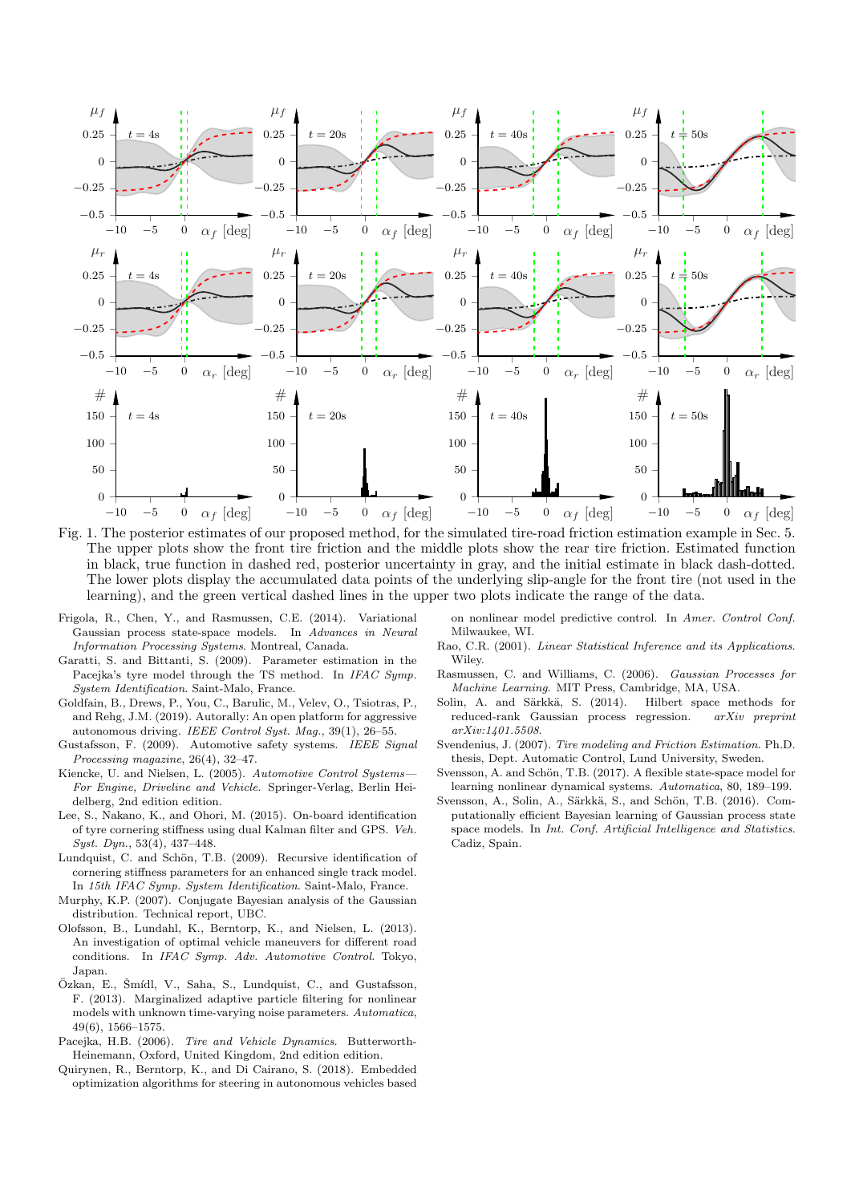$\mu_f$

0.25

0

−0.25

−0.5

$t = 4$s

$t = 20$s

$t = 40$s

$t = 50$s

−10 −5 0 $\alpha_f$ [deg]

$\mu_r$

0.25

0

−0.25

−0.5

$t = 4$s

$t = 20$s

$t = 40$s

$t = 50$s

−10 −5 0 $\alpha_r$ [deg]

#

150

100

50

0

$t = 4$s

$t = 20$s

$t = 40$s

$t = 50$s

−10 −5 0 $\alpha_f$ [deg]

Fig. 1. The posterior estimates of our proposed method, for the simulated tire-road friction estimation example in Sec. 5. The upper plots show the front tire friction and the middle plots show the rear tire friction. Estimated function in black, true function in dashed red, posterior uncertainty in gray, and the initial estimate in black dash-dotted. The lower plots display the accumulated data points of the underlying slip-angle for the front tire (not used in the learning), and the green vertical dashed lines in the upper two plots indicate the range of the data.

Frigola, R., Chen, Y., and Rasmussen, C.E. (2014). Variational Gaussian process state-space models. In *Advances in Neural Information Processing Systems*. Montreal, Canada.

Garatti, S. and Bittanti, S. (2009). Parameter estimation in the Pacejka's tyre model through the TS method. In *IFAC Symp. System Identification*. Saint-Malo, France.

Goldfain, B., Drews, P., You, C., Barulic, M., Velev, O., Tsiotras, P., and Rehg, J.M. (2019). Autorally: An open platform for aggressive autonomous driving. *IEEE Control Syst. Mag.*, 39(1), 26–55.

Gustafsson, F. (2009). Automotive safety systems. *IEEE Signal Processing magazine*, 26(4), 32–47.

Kiencke, U. and Nielsen, L. (2005). *Automotive Control Systems—For Engine, Driveline and Vehicle*. Springer-Verlag, Berlin Heidelberg, 2nd edition edition.

Lee, S., Nakano, K., and Ohori, M. (2015). On-board identification of tyre cornering stiffness using dual Kalman filter and GPS. *Veh. Syst. Dyn.*, 53(4), 437–448.

Lundquist, C. and Schön, T.B. (2009). Recursive identification of cornering stiffness parameters for an enhanced single track model. In *15th IFAC Symp. System Identification*. Saint-Malo, France.

Murphy, K.P. (2007). Conjugate Bayesian analysis of the Gaussian distribution. Technical report, UBC.

Olofsson, B., Lundahl, K., Berntorp, K., and Nielsen, L. (2013). An investigation of optimal vehicle maneuvers for different road conditions. In *IFAC Symp. Adv. Automotive Control*. Tokyo, Japan.

Özkan, E., Šmídl, V., Saha, S., Lundquist, C., and Gustafsson, F. (2013). Marginalized adaptive particle filtering for nonlinear models with unknown time-varying noise parameters. *Automatica*, 49(6), 1566–1575.

Pacejka, H.B. (2006). *Tire and Vehicle Dynamics*. Butterworth-Heinemann, Oxford, United Kingdom, 2nd edition edition.

Quirynen, R., Berntorp, K., and Di Cairano, S. (2018). Embedded optimization algorithms for steering in autonomous vehicles based on nonlinear model predictive control. In *Amer. Control Conf.* Milwaukee, WI.

Rao, C.R. (2001). *Linear Statistical Inference and its Applications*. Wiley.

Rasmussen, C. and Williams, C. (2006). *Gaussian Processes for Machine Learning*. MIT Press, Cambridge, MA, USA.

Solin, A. and Särkkä, S. (2014). Hilbert space methods for reduced-rank Gaussian process regression. *arXiv preprint arXiv:1401.5508*.

Svendenius, J. (2007). *Tire modeling and Friction Estimation*. Ph.D. thesis, Dept. Automatic Control, Lund University, Sweden.

Svensson, A. and Schön, T.B. (2017). A flexible state-space model for learning nonlinear dynamical systems. *Automatica*, 80, 189–199.

Svensson, A., Solin, A., Särkkä, S., and Schön, T.B. (2016). Computationally efficient Bayesian learning of Gaussian process state space models. In *Int. Conf. Artificial Intelligence and Statistics*. Cadiz, Spain.